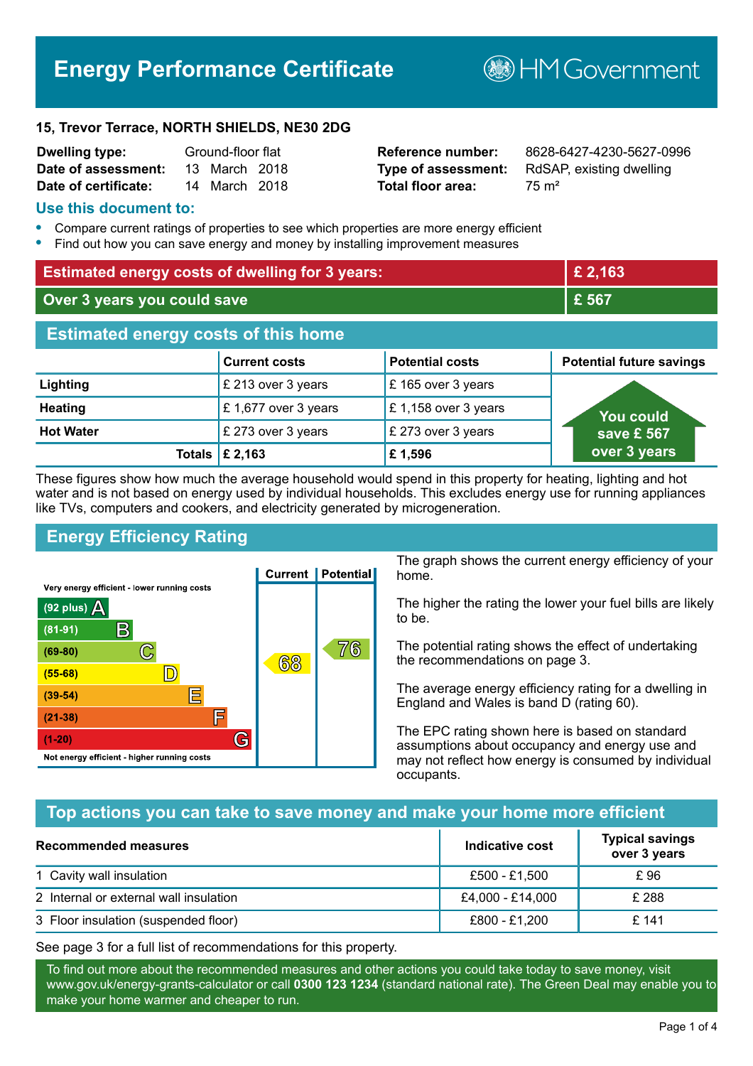# Energy Performance Certificate

HM Government

**15, Trevor Terrace, NORTH SHIELDS, NE30 2DG**

| | | | |
|---|---|---|---|
| **Dwelling type:** | Ground-floor flat | **Reference number:** | 8628-6427-4230-5627-0996 |
| **Date of assessment:** | 13 March 2018 | **Type of assessment:** | RdSAP, existing dwelling |
| **Date of certificate:** | 14 March 2018 | **Total floor area:** | 75 m² |

## Use this document to:

- Compare current ratings of properties to see which properties are more energy efficient
- Find out how you can save energy and money by installing improvement measures

| | |
|---|---|
| **Estimated energy costs of dwelling for 3 years:** | **£ 2,163** |
| **Over 3 years you could save** | **£ 567** |

## Estimated energy costs of this home

| | Current costs | Potential costs | Potential future savings |
|---|---|---|---|
| **Lighting** | £ 213 over 3 years | £ 165 over 3 years | You could save £ 567 over 3 years |
| **Heating** | £ 1,677 over 3 years | £ 1,158 over 3 years | |
| **Hot Water** | £ 273 over 3 years | £ 273 over 3 years | |
| **Totals** | **£ 2,163** | **£ 1,596** | |

These figures show how much the average household would spend in this property for heating, lighting and hot water and is not based on energy used by individual households. This excludes energy use for running appliances like TVs, computers and cookers, and electricity generated by microgeneration.

## Energy Efficiency Rating

Very energy efficient - lower running costs

| Rating | Band | Current | Potential |
|---|---|---|---|
| (92 plus) | A | | |
| (81-91) | B | | |
| (69-80) | C | | 76 |
| (55-68) | D | 68 | |
| (39-54) | E | | |
| (21-38) | F | | |
| (1-20) | G | | |

Not energy efficient - higher running costs

The graph shows the current energy efficiency of your home.

The higher the rating the lower your fuel bills are likely to be.

The potential rating shows the effect of undertaking the recommendations on page 3.

The average energy efficiency rating for a dwelling in England and Wales is band D (rating 60).

The EPC rating shown here is based on standard assumptions about occupancy and energy use and may not reflect how energy is consumed by individual occupants.

## Top actions you can take to save money and make your home more efficient

| Recommended measures | Indicative cost | Typical savings over 3 years |
|---|---|---|
| 1 Cavity wall insulation | £500 - £1,500 | £ 96 |
| 2 Internal or external wall insulation | £4,000 - £14,000 | £ 288 |
| 3 Floor insulation (suspended floor) | £800 - £1,200 | £ 141 |

See page 3 for a full list of recommendations for this property.

To find out more about the recommended measures and other actions you could take today to save money, visit www.gov.uk/energy-grants-calculator or call **0300 123 1234** (standard national rate). The Green Deal may enable you to make your home warmer and cheaper to run.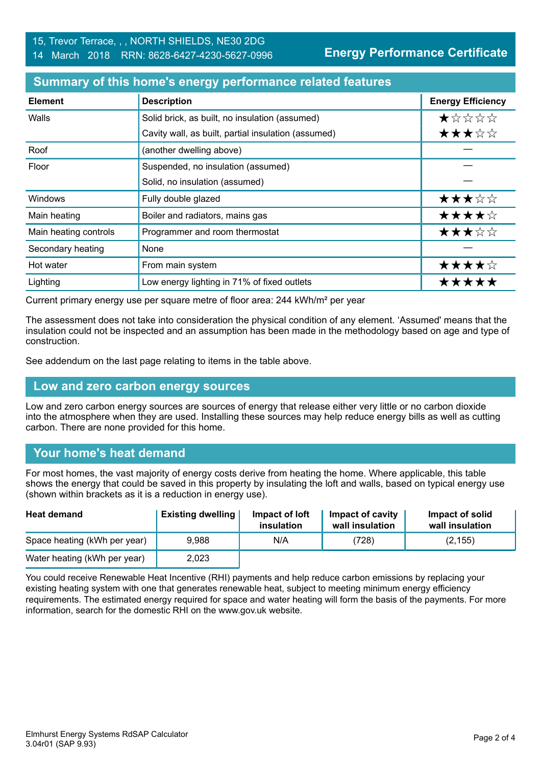15, Trevor Terrace, , , NORTH SHIELDS, NE30 2DG
14 March 2018 RRN: 8628-6427-4230-5627-0996

**Energy Performance Certificate**

## Summary of this home's energy performance related features

| Element | Description | Energy Efficiency |
|---|---|---|
| Walls | Solid brick, as built, no insulation (assumed) | ★☆☆☆☆ |
| | Cavity wall, as built, partial insulation (assumed) | ★★★☆☆ |
| Roof | (another dwelling above) | — |
| Floor | Suspended, no insulation (assumed) | — |
| | Solid, no insulation (assumed) | — |
| Windows | Fully double glazed | ★★★☆☆ |
| Main heating | Boiler and radiators, mains gas | ★★★★☆ |
| Main heating controls | Programmer and room thermostat | ★★★☆☆ |
| Secondary heating | None | — |
| Hot water | From main system | ★★★★☆ |
| Lighting | Low energy lighting in 71% of fixed outlets | ★★★★★ |

Current primary energy use per square metre of floor area: 244 kWh/m² per year

The assessment does not take into consideration the physical condition of any element. 'Assumed' means that the insulation could not be inspected and an assumption has been made in the methodology based on age and type of construction.

See addendum on the last page relating to items in the table above.

## Low and zero carbon energy sources

Low and zero carbon energy sources are sources of energy that release either very little or no carbon dioxide into the atmosphere when they are used. Installing these sources may help reduce energy bills as well as cutting carbon. There are none provided for this home.

## Your home's heat demand

For most homes, the vast majority of energy costs derive from heating the home. Where applicable, this table shows the energy that could be saved in this property by insulating the loft and walls, based on typical energy use (shown within brackets as it is a reduction in energy use).

| Heat demand | Existing dwelling | Impact of loft insulation | Impact of cavity wall insulation | Impact of solid wall insulation |
|---|---|---|---|---|
| Space heating (kWh per year) | 9,988 | N/A | (728) | (2,155) |
| Water heating (kWh per year) | 2,023 | | | |

You could receive Renewable Heat Incentive (RHI) payments and help reduce carbon emissions by replacing your existing heating system with one that generates renewable heat, subject to meeting minimum energy efficiency requirements. The estimated energy required for space and water heating will form the basis of the payments. For more information, search for the domestic RHI on the www.gov.uk website.

Elmhurst Energy Systems RdSAP Calculator
3.04r01 (SAP 9.93)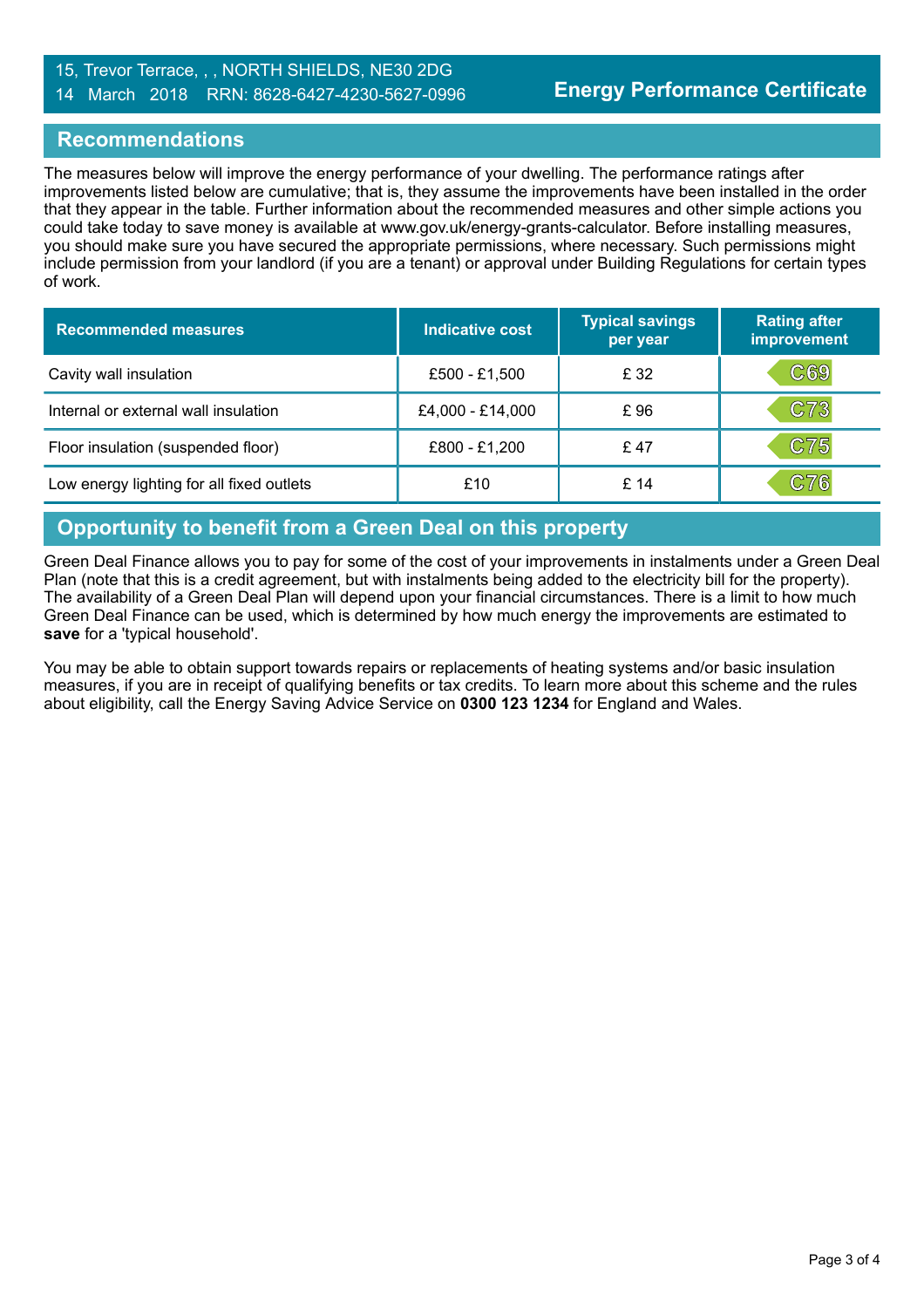15, Trevor Terrace, , , NORTH SHIELDS, NE30 2DG
14 March 2018 RRN: 8628-6427-4230-5627-0996

**Energy Performance Certificate**

## Recommendations

The measures below will improve the energy performance of your dwelling. The performance ratings after improvements listed below are cumulative; that is, they assume the improvements have been installed in the order that they appear in the table. Further information about the recommended measures and other simple actions you could take today to save money is available at www.gov.uk/energy-grants-calculator. Before installing measures, you should make sure you have secured the appropriate permissions, where necessary. Such permissions might include permission from your landlord (if you are a tenant) or approval under Building Regulations for certain types of work.

| Recommended measures | Indicative cost | Typical savings per year | Rating after improvement |
|---|---|---|---|
| Cavity wall insulation | £500 - £1,500 | £ 32 | C69 |
| Internal or external wall insulation | £4,000 - £14,000 | £ 96 | C73 |
| Floor insulation (suspended floor) | £800 - £1,200 | £ 47 | C75 |
| Low energy lighting for all fixed outlets | £10 | £ 14 | C76 |

## Opportunity to benefit from a Green Deal on this property

Green Deal Finance allows you to pay for some of the cost of your improvements in instalments under a Green Deal Plan (note that this is a credit agreement, but with instalments being added to the electricity bill for the property). The availability of a Green Deal Plan will depend upon your financial circumstances. There is a limit to how much Green Deal Finance can be used, which is determined by how much energy the improvements are estimated to **save** for a 'typical household'.

You may be able to obtain support towards repairs or replacements of heating systems and/or basic insulation measures, if you are in receipt of qualifying benefits or tax credits. To learn more about this scheme and the rules about eligibility, call the Energy Saving Advice Service on **0300 123 1234** for England and Wales.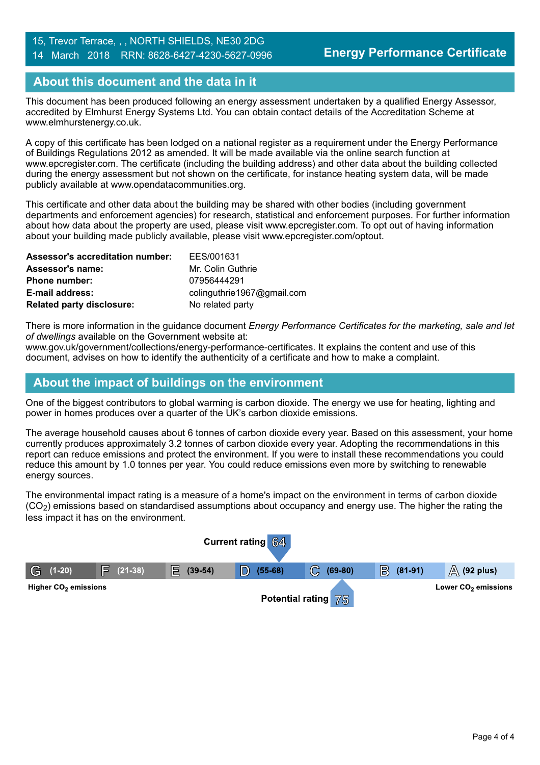15, Trevor Terrace, , , NORTH SHIELDS, NE30 2DG
14 March 2018 RRN: 8628-6427-4230-5627-0996

**Energy Performance Certificate**

## About this document and the data in it

This document has been produced following an energy assessment undertaken by a qualified Energy Assessor, accredited by Elmhurst Energy Systems Ltd. You can obtain contact details of the Accreditation Scheme at www.elmhurstenergy.co.uk.

A copy of this certificate has been lodged on a national register as a requirement under the Energy Performance of Buildings Regulations 2012 as amended. It will be made available via the online search function at www.epcregister.com. The certificate (including the building address) and other data about the building collected during the energy assessment but not shown on the certificate, for instance heating system data, will be made publicly available at www.opendatacommunities.org.

This certificate and other data about the building may be shared with other bodies (including government departments and enforcement agencies) for research, statistical and enforcement purposes. For further information about how data about the property are used, please visit www.epcregister.com. To opt out of having information about your building made publicly available, please visit www.epcregister.com/optout.

| | |
|---|---|
| **Assessor's accreditation number:** | EES/001631 |
| **Assessor's name:** | Mr. Colin Guthrie |
| **Phone number:** | 07956444291 |
| **E-mail address:** | colinguthrie1967@gmail.com |
| **Related party disclosure:** | No related party |

There is more information in the guidance document *Energy Performance Certificates for the marketing, sale and let of dwellings* available on the Government website at: www.gov.uk/government/collections/energy-performance-certificates. It explains the content and use of this document, advises on how to identify the authenticity of a certificate and how to make a complaint.

## About the impact of buildings on the environment

One of the biggest contributors to global warming is carbon dioxide. The energy we use for heating, lighting and power in homes produces over a quarter of the UK's carbon dioxide emissions.

The average household causes about 6 tonnes of carbon dioxide every year. Based on this assessment, your home currently produces approximately 3.2 tonnes of carbon dioxide every year. Adopting the recommendations in this report can reduce emissions and protect the environment. If you were to install these recommendations you could reduce this amount by 1.0 tonnes per year. You could reduce emissions even more by switching to renewable energy sources.

The environmental impact rating is a measure of a home's impact on the environment in terms of carbon dioxide ($CO_2$) emissions based on standardised assumptions about occupancy and energy use. The higher the rating the less impact it has on the environment.

Current rating 64

G (1-20)
F (21-38)
E (39-54)
D (55-68)
C (69-80)
B (81-91)
A (92 plus)

Higher $CO_2$ emissions
Lower $CO_2$ emissions

Potential rating 75